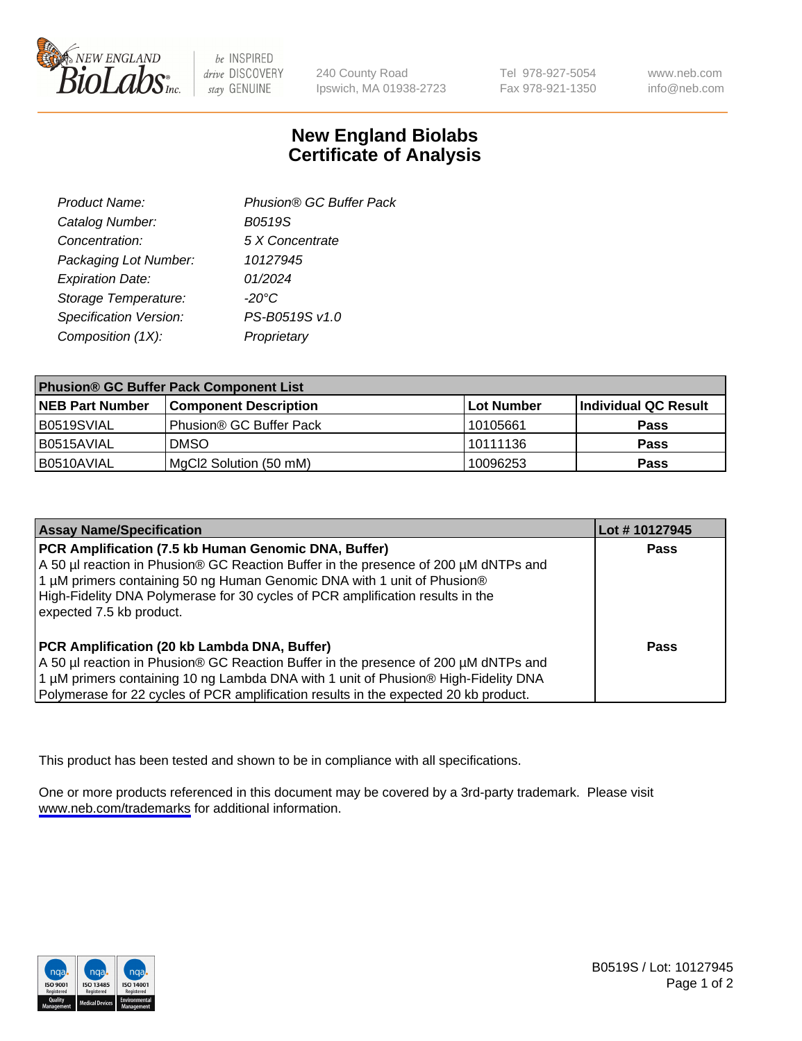NEW ENGLAND BioLabs Inc. — be INSPIRED drive DISCOVERY stay GENUINE

240 County Road
Ipswich, MA 01938-2723

Tel 978-927-5054
Fax 978-921-1350

www.neb.com
info@neb.com

# New England Biolabs
# Certificate of Analysis

| | |
|---|---|
| *Product Name:* | *Phusion® GC Buffer Pack* |
| *Catalog Number:* | *B0519S* |
| *Concentration:* | *5 X Concentrate* |
| *Packaging Lot Number:* | *10127945* |
| *Expiration Date:* | *01/2024* |
| *Storage Temperature:* | *-20°C* |
| *Specification Version:* | *PS-B0519S v1.0* |
| *Composition (1X):* | *Proprietary* |

**Phusion® GC Buffer Pack Component List**

| NEB Part Number | Component Description | Lot Number | Individual QC Result |
|---|---|---|---|
| B0519SVIAL | Phusion® GC Buffer Pack | 10105661 | **Pass** |
| B0515AVIAL | DMSO | 10111136 | **Pass** |
| B0510AVIAL | MgCl2 Solution (50 mM) | 10096253 | **Pass** |

| Assay Name/Specification | Lot # 10127945 |
|---|---|
| **PCR Amplification (7.5 kb Human Genomic DNA, Buffer)** A 50 µl reaction in Phusion® GC Reaction Buffer in the presence of 200 µM dNTPs and 1 µM primers containing 50 ng Human Genomic DNA with 1 unit of Phusion® High-Fidelity DNA Polymerase for 30 cycles of PCR amplification results in the expected 7.5 kb product. | **Pass** |
| **PCR Amplification (20 kb Lambda DNA, Buffer)** A 50 µl reaction in Phusion® GC Reaction Buffer in the presence of 200 µM dNTPs and 1 µM primers containing 10 ng Lambda DNA with 1 unit of Phusion® High-Fidelity DNA Polymerase for 22 cycles of PCR amplification results in the expected 20 kb product. | **Pass** |

This product has been tested and shown to be in compliance with all specifications.

One or more products referenced in this document may be covered by a 3rd-party trademark. Please visit www.neb.com/trademarks for additional information.

B0519S / Lot: 10127945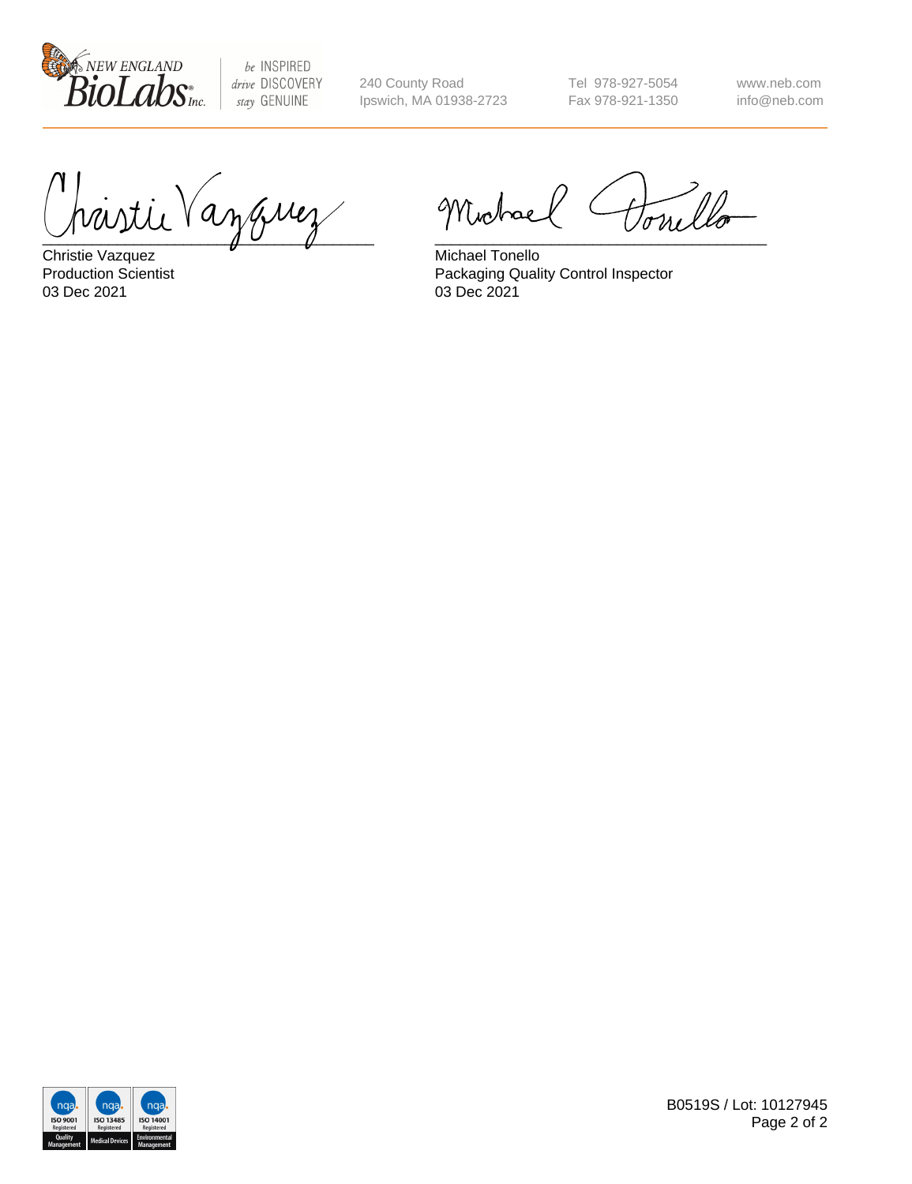Christie Vazquez
Production Scientist
03 Dec 2021

Michael Tonello
Packaging Quality Control Inspector
03 Dec 2021

B0519S / Lot: 10127945